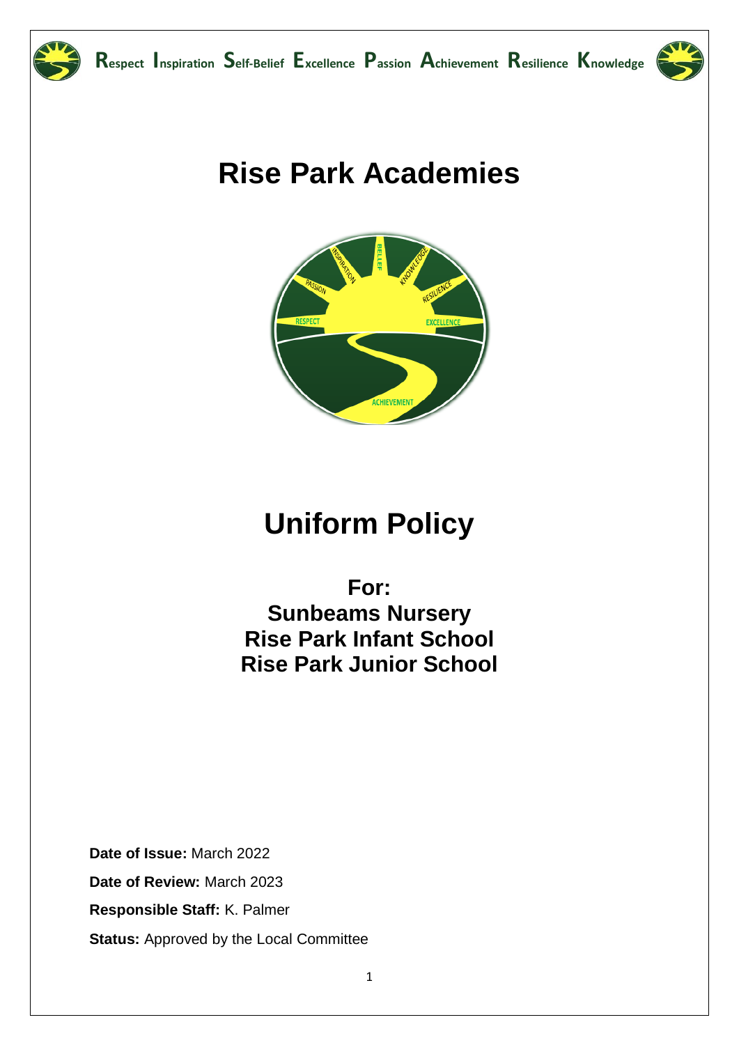**R**espect **I**nspiration **S**elf-Belief **E**xcellence **P**assion **A**chievement **R**esilience **K**nowledge

# Rise Park Academies

# Uniform Policy

## For:
## Sunbeams Nursery
## Rise Park Infant School
## Rise Park Junior School

**Date of Issue:** March 2022

**Date of Review:** March 2023

**Responsible Staff:** K. Palmer

**Status:** Approved by the Local Committee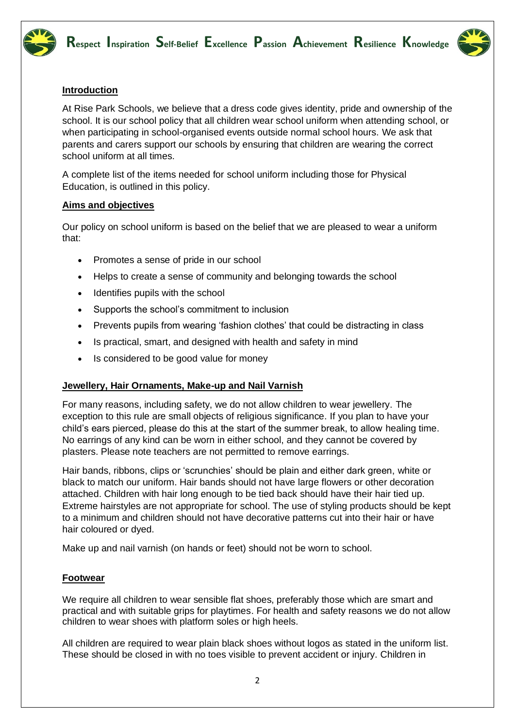## Introduction

At Rise Park Schools, we believe that a dress code gives identity, pride and ownership of the school. It is our school policy that all children wear school uniform when attending school, or when participating in school-organised events outside normal school hours. We ask that parents and carers support our schools by ensuring that children are wearing the correct school uniform at all times.

A complete list of the items needed for school uniform including those for Physical Education, is outlined in this policy.

## Aims and objectives

Our policy on school uniform is based on the belief that we are pleased to wear a uniform that:

- Promotes a sense of pride in our school
- Helps to create a sense of community and belonging towards the school
- Identifies pupils with the school
- Supports the school's commitment to inclusion
- Prevents pupils from wearing 'fashion clothes' that could be distracting in class
- Is practical, smart, and designed with health and safety in mind
- Is considered to be good value for money

## Jewellery, Hair Ornaments, Make-up and Nail Varnish

For many reasons, including safety, we do not allow children to wear jewellery. The exception to this rule are small objects of religious significance. If you plan to have your child's ears pierced, please do this at the start of the summer break, to allow healing time. No earrings of any kind can be worn in either school, and they cannot be covered by plasters. Please note teachers are not permitted to remove earrings.

Hair bands, ribbons, clips or 'scrunchies' should be plain and either dark green, white or black to match our uniform. Hair bands should not have large flowers or other decoration attached. Children with hair long enough to be tied back should have their hair tied up. Extreme hairstyles are not appropriate for school. The use of styling products should be kept to a minimum and children should not have decorative patterns cut into their hair or have hair coloured or dyed.

Make up and nail varnish (on hands or feet) should not be worn to school.

## Footwear

We require all children to wear sensible flat shoes, preferably those which are smart and practical and with suitable grips for playtimes. For health and safety reasons we do not allow children to wear shoes with platform soles or high heels.

All children are required to wear plain black shoes without logos as stated in the uniform list. These should be closed in with no toes visible to prevent accident or injury. Children in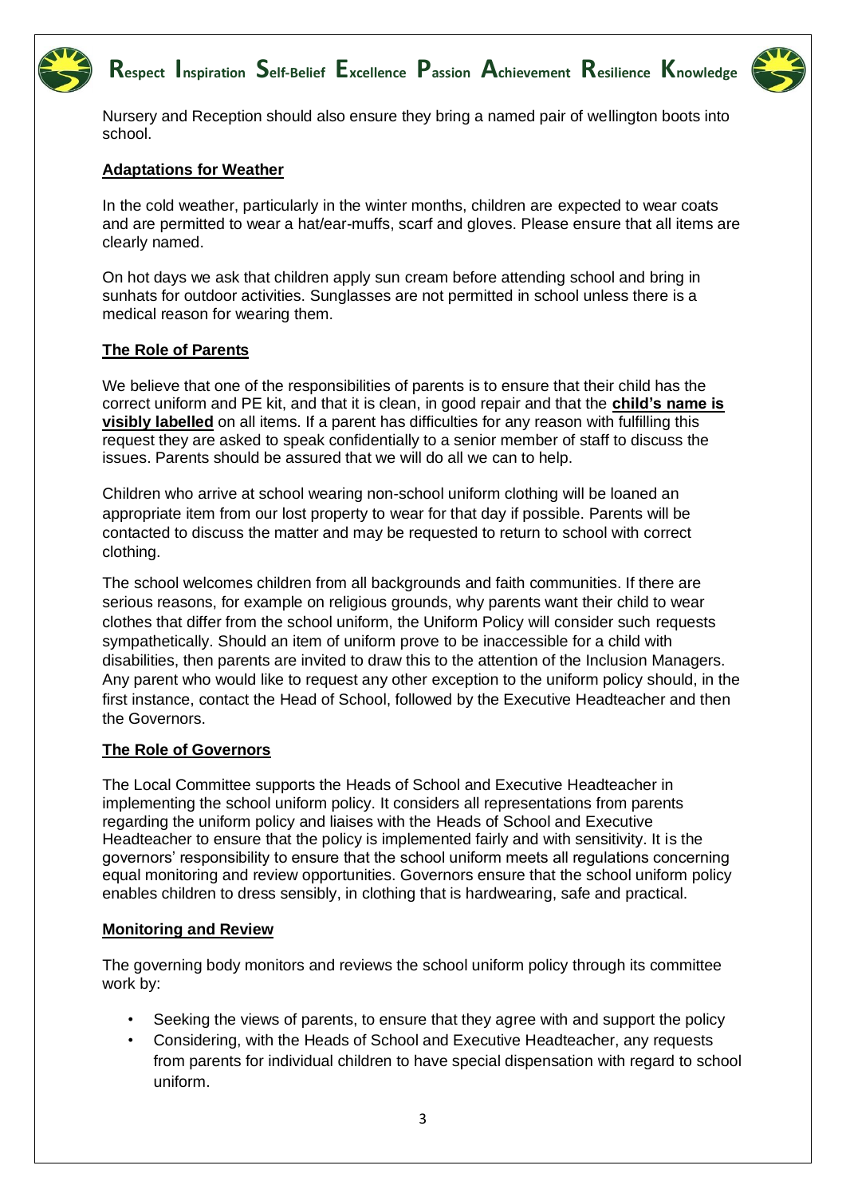Nursery and Reception should also ensure they bring a named pair of wellington boots into school.

**Adaptations for Weather**

In the cold weather, particularly in the winter months, children are expected to wear coats and are permitted to wear a hat/ear-muffs, scarf and gloves. Please ensure that all items are clearly named.

On hot days we ask that children apply sun cream before attending school and bring in sunhats for outdoor activities. Sunglasses are not permitted in school unless there is a medical reason for wearing them.

**The Role of Parents**

We believe that one of the responsibilities of parents is to ensure that their child has the correct uniform and PE kit, and that it is clean, in good repair and that the **child's name is visibly labelled** on all items. If a parent has difficulties for any reason with fulfilling this request they are asked to speak confidentially to a senior member of staff to discuss the issues. Parents should be assured that we will do all we can to help.

Children who arrive at school wearing non-school uniform clothing will be loaned an appropriate item from our lost property to wear for that day if possible. Parents will be contacted to discuss the matter and may be requested to return to school with correct clothing.

The school welcomes children from all backgrounds and faith communities. If there are serious reasons, for example on religious grounds, why parents want their child to wear clothes that differ from the school uniform, the Uniform Policy will consider such requests sympathetically. Should an item of uniform prove to be inaccessible for a child with disabilities, then parents are invited to draw this to the attention of the Inclusion Managers. Any parent who would like to request any other exception to the uniform policy should, in the first instance, contact the Head of School, followed by the Executive Headteacher and then the Governors.

**The Role of Governors**

The Local Committee supports the Heads of School and Executive Headteacher in implementing the school uniform policy. It considers all representations from parents regarding the uniform policy and liaises with the Heads of School and Executive Headteacher to ensure that the policy is implemented fairly and with sensitivity. It is the governors' responsibility to ensure that the school uniform meets all regulations concerning equal monitoring and review opportunities. Governors ensure that the school uniform policy enables children to dress sensibly, in clothing that is hardwearing, safe and practical.

**Monitoring and Review**

The governing body monitors and reviews the school uniform policy through its committee work by:

- Seeking the views of parents, to ensure that they agree with and support the policy
- Considering, with the Heads of School and Executive Headteacher, any requests from parents for individual children to have special dispensation with regard to school uniform.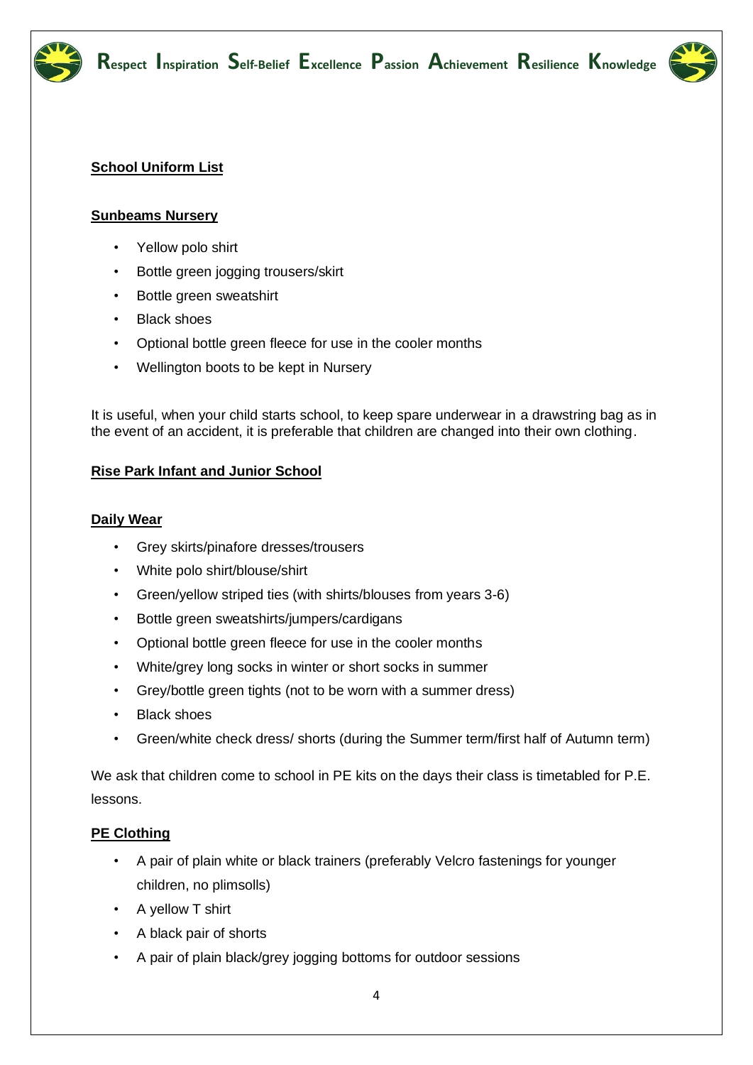## School Uniform List

### Sunbeams Nursery

- Yellow polo shirt
- Bottle green jogging trousers/skirt
- Bottle green sweatshirt
- Black shoes
- Optional bottle green fleece for use in the cooler months
- Wellington boots to be kept in Nursery

It is useful, when your child starts school, to keep spare underwear in a drawstring bag as in the event of an accident, it is preferable that children are changed into their own clothing.

### Rise Park Infant and Junior School

#### Daily Wear

- Grey skirts/pinafore dresses/trousers
- White polo shirt/blouse/shirt
- Green/yellow striped ties (with shirts/blouses from years 3-6)
- Bottle green sweatshirts/jumpers/cardigans
- Optional bottle green fleece for use in the cooler months
- White/grey long socks in winter or short socks in summer
- Grey/bottle green tights (not to be worn with a summer dress)
- Black shoes
- Green/white check dress/ shorts (during the Summer term/first half of Autumn term)

We ask that children come to school in PE kits on the days their class is timetabled for P.E. lessons.

#### PE Clothing

- A pair of plain white or black trainers (preferably Velcro fastenings for younger children, no plimsolls)
- A yellow T shirt
- A black pair of shorts
- A pair of plain black/grey jogging bottoms for outdoor sessions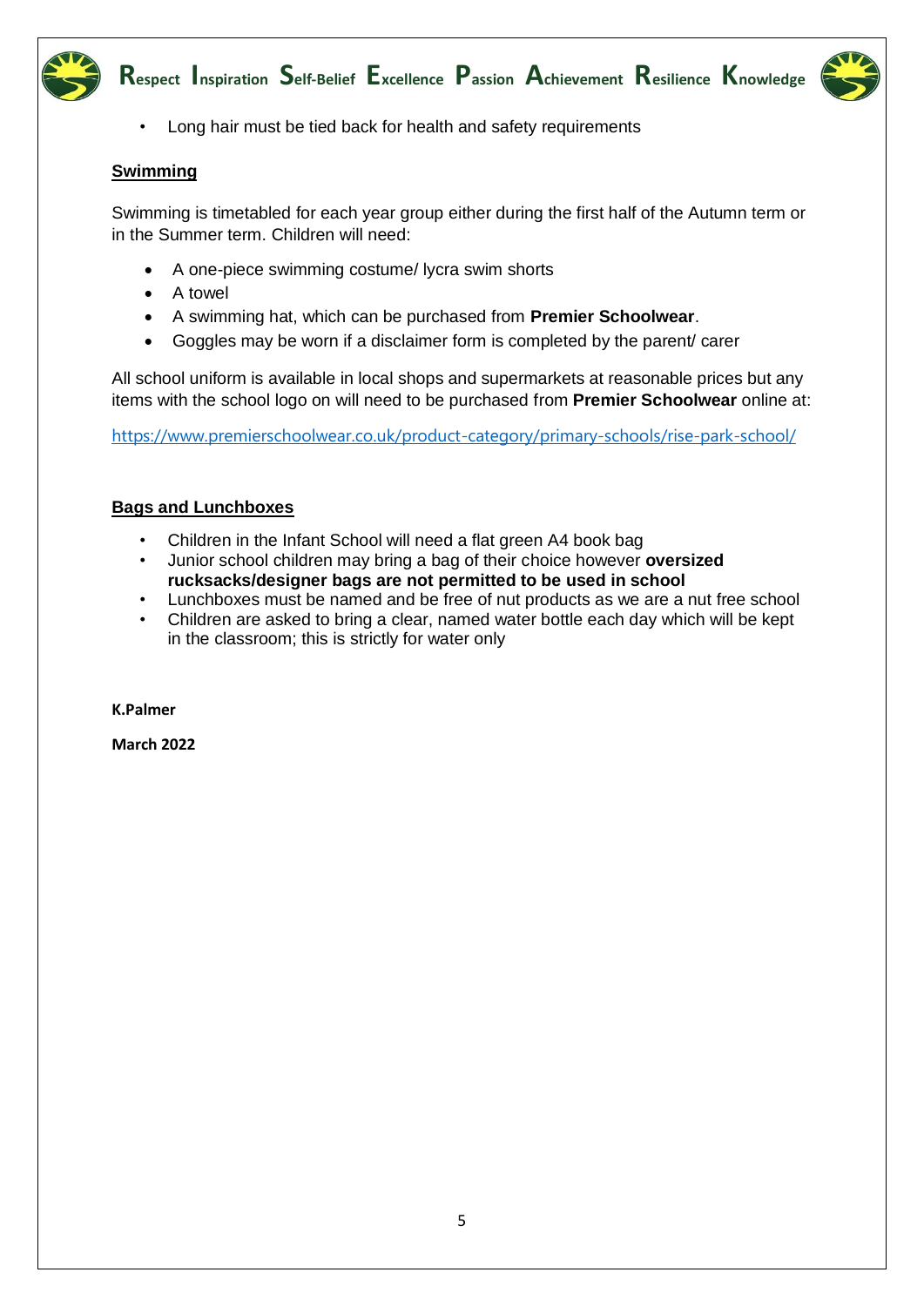- Long hair must be tied back for health and safety requirements

## Swimming

Swimming is timetabled for each year group either during the first half of the Autumn term or in the Summer term. Children will need:

- A one-piece swimming costume/ lycra swim shorts
- A towel
- A swimming hat, which can be purchased from **Premier Schoolwear**.
- Goggles may be worn if a disclaimer form is completed by the parent/ carer

All school uniform is available in local shops and supermarkets at reasonable prices but any items with the school logo on will need to be purchased from **Premier Schoolwear** online at:

https://www.premierschoolwear.co.uk/product-category/primary-schools/rise-park-school/

## Bags and Lunchboxes

- Children in the Infant School will need a flat green A4 book bag
- Junior school children may bring a bag of their choice however **oversized rucksacks/designer bags are not permitted to be used in school**
- Lunchboxes must be named and be free of nut products as we are a nut free school
- Children are asked to bring a clear, named water bottle each day which will be kept in the classroom; this is strictly for water only

**K.Palmer**

**March 2022**